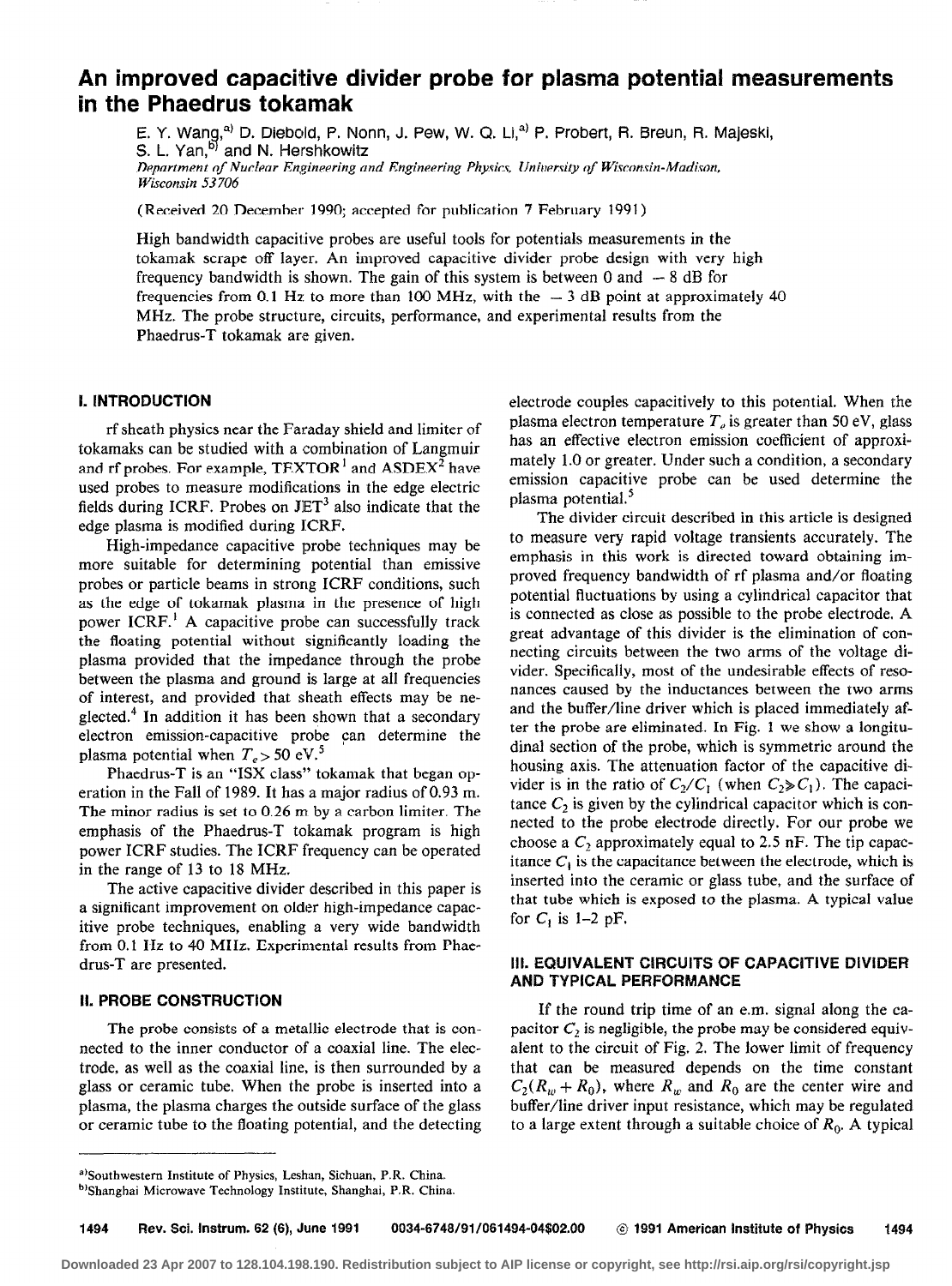# An improved capacitive divider probe for plasma potential measurements in the Phaedrus tokamak

E. Y. Wang,[a] D. Diebold, P. Nonn, J. Pew, W. Q. Li,[a] P. Probert, R. Breun, R. Majeski, S. L. Yan,[b] and N. Hershkowitz

*Department of Nuclear Engineering and Engineering Physics, University of Wisconsin-Madison, Wisconsin 53706*

(Received 20 December 1990; accepted for publication 7 February 1991)

High bandwidth capacitive probes are useful tools for potentials measurements in the tokamak scrape off layer. An improved capacitive divider probe design with very high frequency bandwidth is shown. The gain of this system is between 0 and $-8$ dB for frequencies from 0.1 Hz to more than 100 MHz, with the $-3$ dB point at approximately 40 MHz. The probe structure, circuits, performance, and experimental results from the Phaedrus-T tokamak are given.

## I. INTRODUCTION

rf sheath physics near the Faraday shield and limiter of tokamaks can be studied with a combination of Langmuir and rf probes. For example, TEXTOR[1] and ASDEX[2] have used probes to measure modifications in the edge electric fields during ICRF. Probes on JET[3] also indicate that the edge plasma is modified during ICRF.

High-impedance capacitive probe techniques may be more suitable for determining potential than emissive probes or particle beams in strong ICRF conditions, such as the edge of tokamak plasma in the presence of high power ICRF.[1] A capacitive probe can successfully track the floating potential without significantly loading the plasma provided that the impedance through the probe between the plasma and ground is large at all frequencies of interest, and provided that sheath effects may be neglected.[4] In addition it has been shown that a secondary electron emission-capacitive probe can determine the plasma potential when $T_e > 50$ eV.[5]

Phaedrus-T is an "ISX class" tokamak that began operation in the Fall of 1989. It has a major radius of 0.93 m. The minor radius is set to 0.26 m by a carbon limiter. The emphasis of the Phaedrus-T tokamak program is high power ICRF studies. The ICRF frequency can be operated in the range of 13 to 18 MHz.

The active capacitive divider described in this paper is a significant improvement on older high-impedance capacitive probe techniques, enabling a very wide bandwidth from 0.1 Hz to 40 MHz. Experimental results from Phaedrus-T are presented.

## II. PROBE CONSTRUCTION

The probe consists of a metallic electrode that is connected to the inner conductor of a coaxial line. The electrode, as well as the coaxial line, is then surrounded by a glass or ceramic tube. When the probe is inserted into a plasma, the plasma charges the outside surface of the glass or ceramic tube to the floating potential, and the detecting electrode couples capacitively to this potential. When the plasma electron temperature $T_e$ is greater than 50 eV, glass has an effective electron emission coefficient of approximately 1.0 or greater. Under such a condition, a secondary emission capacitive probe can be used determine the plasma potential.[5]

The divider circuit described in this article is designed to measure very rapid voltage transients accurately. The emphasis in this work is directed toward obtaining improved frequency bandwidth of rf plasma and/or floating potential fluctuations by using a cylindrical capacitor that is connected as close as possible to the probe electrode. A great advantage of this divider is the elimination of connecting circuits between the two arms of the voltage divider. Specifically, most of the undesirable effects of resonances caused by the inductances between the two arms and the buffer/line driver which is placed immediately after the probe are eliminated. In Fig. 1 we show a longitudinal section of the probe, which is symmetric around the housing axis. The attenuation factor of the capacitive divider is in the ratio of $C_2/C_1$ (when $C_2 \gg C_1$). The capacitance $C_2$ is given by the cylindrical capacitor which is connected to the probe electrode directly. For our probe we choose a $C_2$ approximately equal to 2.5 nF. The tip capacitance $C_1$ is the capacitance between the electrode, which is inserted into the ceramic or glass tube, and the surface of that tube which is exposed to the plasma. A typical value for $C_1$ is 1–2 pF.

## III. EQUIVALENT CIRCUITS OF CAPACITIVE DIVIDER AND TYPICAL PERFORMANCE

If the round trip time of an e.m. signal along the capacitor $C_2$ is negligible, the probe may be considered equivalent to the circuit of Fig. 2. The lower limit of frequency that can be measured depends on the time constant $C_2(R_w + R_0)$, where $R_w$ and $R_0$ are the center wire and buffer/line driver input resistance, which may be regulated to a large extent through a suitable choice of $R_0$. A typical

---

[a] Southwestern Institute of Physics, Leshan, Sichuan, P.R. China.

[b] Shanghai Microwave Technology Institute, Shanghai, P.R. China.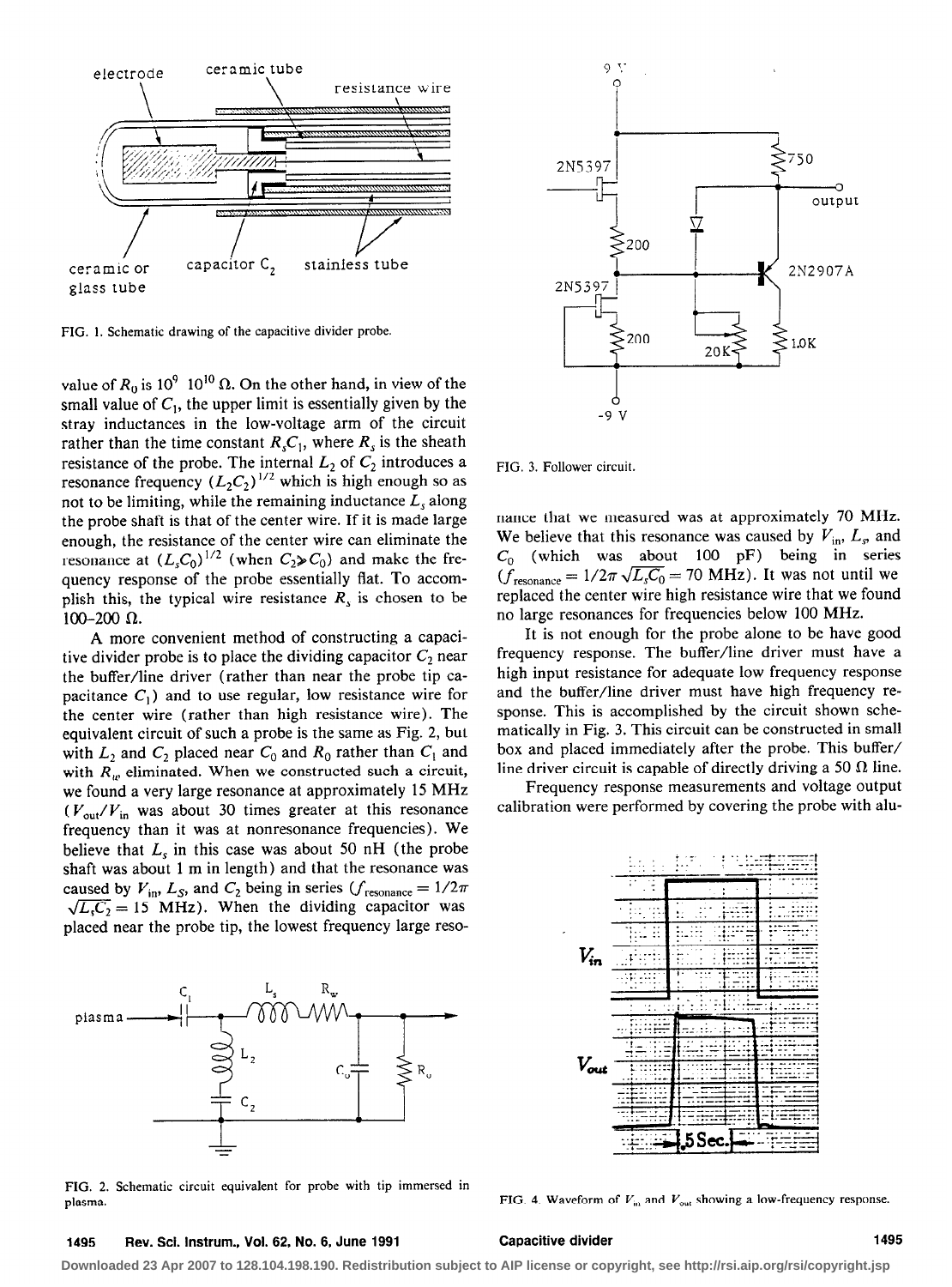FIG. 1. Schematic drawing of the capacitive divider probe.

value of $R_0$ is $10^9$ $10^{10}$ Ω. On the other hand, in view of the small value of $C_1$, the upper limit is essentially given by the stray inductances in the low-voltage arm of the circuit rather than the time constant $R_sC_1$, where $R_s$ is the sheath resistance of the probe. The internal $L_2$ of $C_2$ introduces a resonance frequency $(L_2C_2)^{1/2}$ which is high enough so as not to be limiting, while the remaining inductance $L_s$ along the probe shaft is that of the center wire. If it is made large enough, the resistance of the center wire can eliminate the resonance at $(L_sC_0)^{1/2}$ (when $C_2 \gg C_0$) and make the frequency response of the probe essentially flat. To accomplish this, the typical wire resistance $R_s$ is chosen to be 100–200 Ω.

A more convenient method of constructing a capacitive divider probe is to place the dividing capacitor $C_2$ near the buffer/line driver (rather than near the probe tip capacitance $C_1$) and to use regular, low resistance wire for the center wire (rather than high resistance wire). The equivalent circuit of such a probe is the same as Fig. 2, but with $L_2$ and $C_2$ placed near $C_0$ and $R_0$ rather than $C_1$ and with $R_w$ eliminated. When we constructed such a circuit, we found a very large resonance at approximately 15 MHz ($V_{out}/V_{in}$ was about 30 times greater at this resonance frequency than it was at nonresonance frequencies). We believe that $L_s$ in this case was about 50 nH (the probe shaft was about 1 m in length) and that the resonance was caused by $V_{in}$, $L_S$, and $C_2$ being in series ($f_{resonance} = 1/2\pi\sqrt{L_sC_2} = 15$ MHz). When the dividing capacitor was placed near the probe tip, the lowest frequency large resonance that we measured was at approximately 70 MHz. We believe that this resonance was caused by $V_{in}$, $L_s$, and $C_0$ (which was about 100 pF) being in series ($f_{resonance} = 1/2\pi\sqrt{L_sC_0} = 70$ MHz). It was not until we replaced the center wire high resistance wire that we found no large resonances for frequencies below 100 MHz.

It is not enough for the probe alone to be have good frequency response. The buffer/line driver must have a high input resistance for adequate low frequency response and the buffer/line driver must have high frequency response. This is accomplished by the circuit shown schematically in Fig. 3. This circuit can be constructed in small box and placed immediately after the probe. This buffer/line driver circuit is capable of directly driving a 50 Ω line.

Frequency response measurements and voltage output calibration were performed by covering the probe with alu-

FIG. 2. Schematic circuit equivalent for probe with tip immersed in plasma.

FIG. 3. Follower circuit.

FIG. 4. Waveform of $V_{in}$ and $V_{out}$ showing a low-frequency response.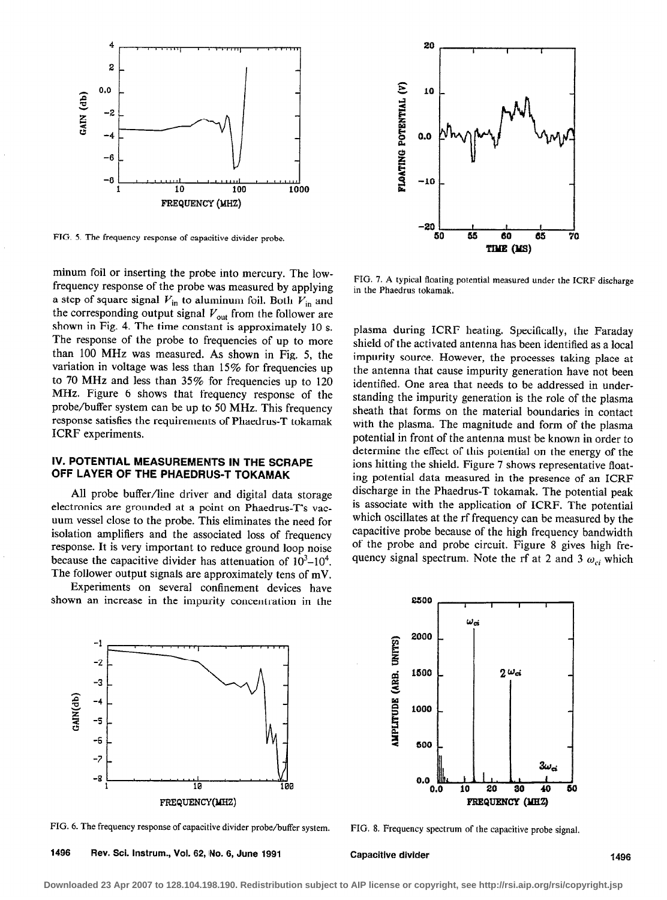FIG. 5. The frequency response of capacitive divider probe.

minum foil or inserting the probe into mercury. The low-frequency response of the probe was measured by applying a step of square signal $V_{in}$ to aluminum foil. Both $V_{in}$ and the corresponding output signal $V_{out}$ from the follower are shown in Fig. 4. The time constant is approximately 10 s. The response of the probe to frequencies of up to more than 100 MHz was measured. As shown in Fig. 5, the variation in voltage was less than 15% for frequencies up to 70 MHz and less than 35% for frequencies up to 120 MHz. Figure 6 shows that frequency response of the probe/buffer system can be up to 50 MHz. This frequency response satisfies the requirements of Phaedrus-T tokamak ICRF experiments.

## IV. POTENTIAL MEASUREMENTS IN THE SCRAPE OFF LAYER OF THE PHAEDRUS-T TOKAMAK

All probe buffer/line driver and digital data storage electronics are grounded at a point on Phaedrus-T's vacuum vessel close to the probe. This eliminates the need for isolation amplifiers and the associated loss of frequency response. It is very important to reduce ground loop noise because the capacitive divider has attenuation of $10^3$–$10^4$. The follower output signals are approximately tens of mV.

Experiments on several confinement devices have shown an increase in the impurity concentration in the plasma during ICRF heating. Specifically, the Faraday shield of the activated antenna has been identified as a local impurity source. However, the processes taking place at the antenna that cause impurity generation have not been identified. One area that needs to be addressed in understanding the impurity generation is the role of the plasma sheath that forms on the material boundaries in contact with the plasma. The magnitude and form of the plasma potential in front of the antenna must be known in order to determine the effect of this potential on the energy of the ions hitting the shield. Figure 7 shows representative floating potential data measured in the presence of an ICRF discharge in the Phaedrus-T tokamak. The potential peak is associate with the application of ICRF. The potential which oscillates at the rf frequency can be measured by the capacitive probe because of the high frequency bandwidth of the probe and probe circuit. Figure 8 gives high frequency signal spectrum. Note the rf at 2 and 3 $\omega_{ci}$ which

FIG. 7. A typical floating potential measured under the ICRF discharge in the Phaedrus tokamak.

FIG. 6. The frequency response of capacitive divider probe/buffer system.

FIG. 8. Frequency spectrum of the capacitive probe signal.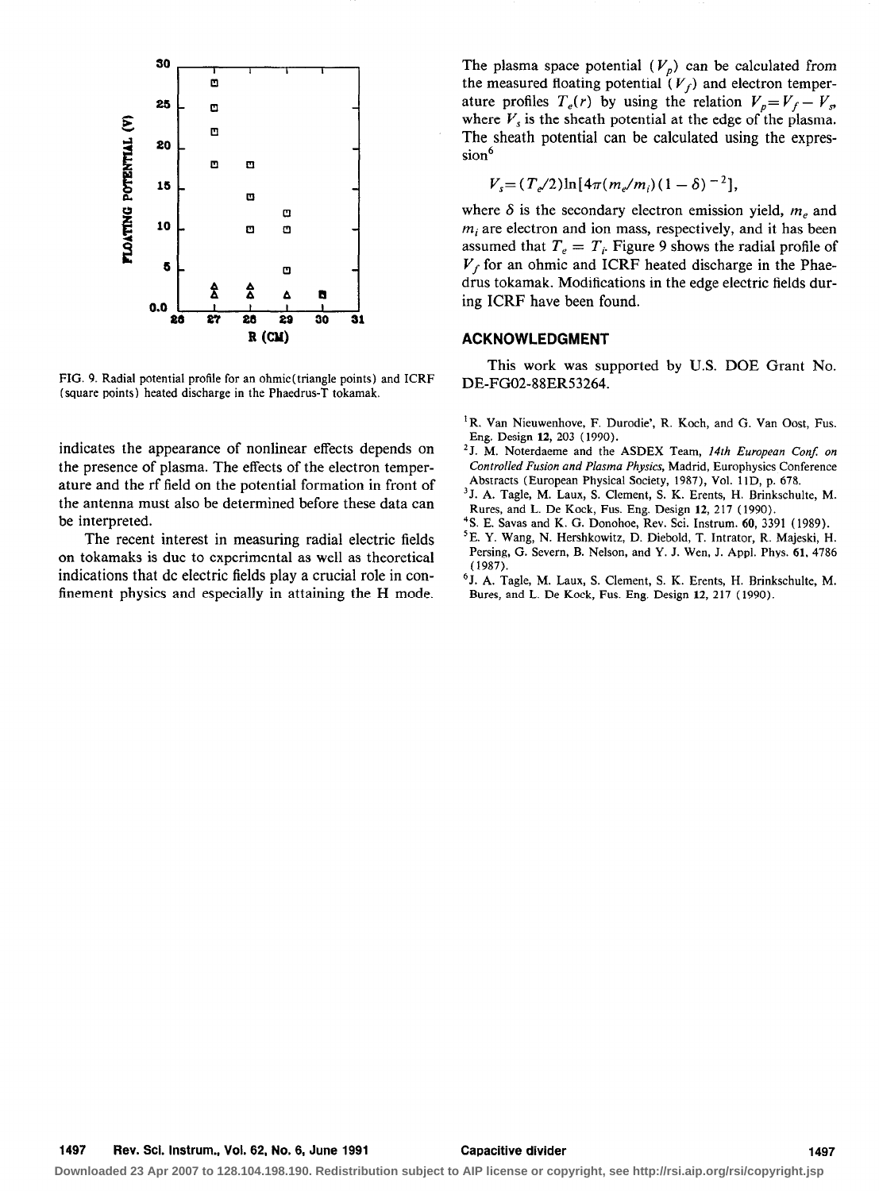30
25
20
15
10
5
0.0
FLOATING POTENTIAL (V)
26 27 28 29 30 31
R (CM)

FIG. 9. Radial potential profile for an ohmic(triangle points) and ICRF (square points) heated discharge in the Phaedrus-T tokamak.

indicates the appearance of nonlinear effects depends on the presence of plasma. The effects of the electron temperature and the rf field on the potential formation in front of the antenna must also be determined before these data can be interpreted.

The recent interest in measuring radial electric fields on tokamaks is due to experimental as well as theoretical indications that dc electric fields play a crucial role in confinement physics and especially in attaining the H mode.

The plasma space potential ($V_p$) can be calculated from the measured floating potential ($V_f$) and electron temperature profiles $T_e(r)$ by using the relation $V_p = V_f - V_s$, where $V_s$ is the sheath potential at the edge of the plasma. The sheath potential can be calculated using the expression[6]

$$V_s = (T_e/2)\ln[4\pi(m_e/m_i)(1-\delta)^{-2}],$$

where $\delta$ is the secondary electron emission yield, $m_e$ and $m_i$ are electron and ion mass, respectively, and it has been assumed that $T_e = T_i$. Figure 9 shows the radial profile of $V_f$ for an ohmic and ICRF heated discharge in the Phaedrus tokamak. Modifications in the edge electric fields during ICRF have been found.

## ACKNOWLEDGMENT

This work was supported by U.S. DOE Grant No. DE-FG02-88ER53264.

[1] R. Van Nieuwenhove, F. Durodie', R. Koch, and G. Van Oost, Fus. Eng. Design **12**, 203 (1990).

[2] J. M. Noterdaeme and the ASDEX Team, *14th European Conf. on Controlled Fusion and Plasma Physics*, Madrid, Europhysics Conference Abstracts (European Physical Society, 1987), Vol. 11D, p. 678.

[3] J. A. Tagle, M. Laux, S. Clement, S. K. Erents, H. Brinkschulte, M. Rures, and L. De Kock, Fus. Eng. Design **12**, 217 (1990).

[4] S. E. Savas and K. G. Donohoe, Rev. Sci. Instrum. **60**, 3391 (1989).

[5] E. Y. Wang, N. Hershkowitz, D. Diebold, T. Intrator, R. Majeski, H. Persing, G. Severn, B. Nelson, and Y. J. Wen, J. Appl. Phys. **61**, 4786 (1987).

[6] J. A. Tagle, M. Laux, S. Clement, S. K. Erents, H. Brinkschulte, M. Bures, and L. De Kock, Fus. Eng. Design **12**, 217 (1990).